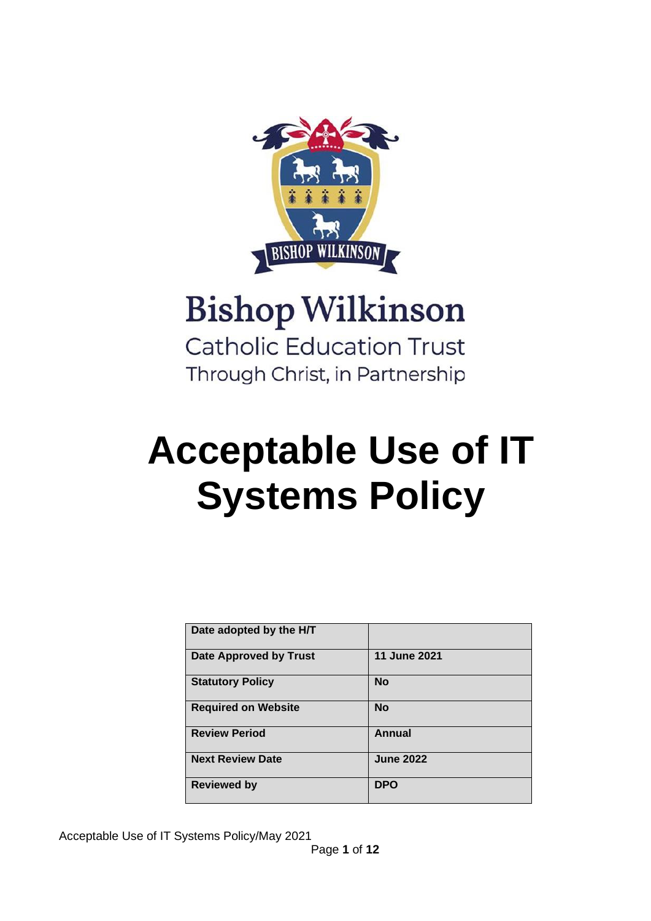Bishop Wilkinson

Catholic Education Trust

Through Christ, in Partnership

# Acceptable Use of IT Systems Policy

| Date adopted by the H/T | |
|---|---|
| **Date Approved by Trust** | **11 June 2021** |
| **Statutory Policy** | **No** |
| **Required on Website** | **No** |
| **Review Period** | **Annual** |
| **Next Review Date** | **June 2022** |
| **Reviewed by** | **DPO** |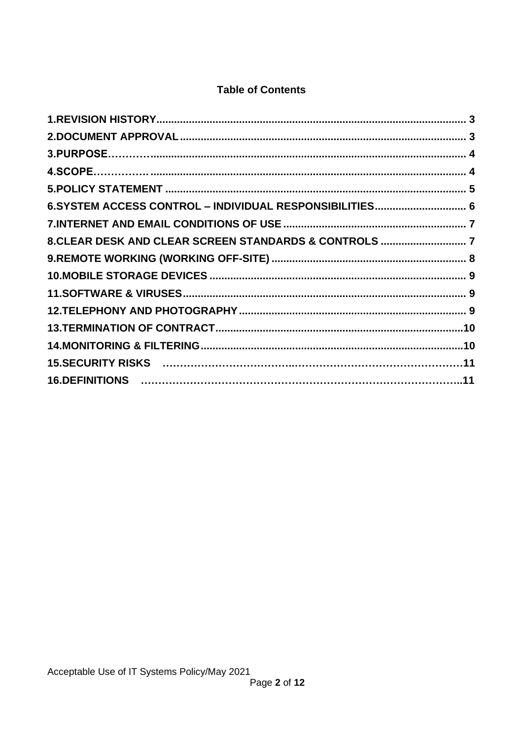## Table of Contents

**1.REVISION HISTORY** ........................................................................................................ **3**
**2.DOCUMENT APPROVAL** ................................................................................................ **3**
**3.PURPOSE**……………......................................................................................................... **4**
**4.SCOPE**……………. .......................................................................................................... **4**
**5.POLICY STATEMENT** ..................................................................................................... **5**
**6.SYSTEM ACCESS CONTROL – INDIVIDUAL RESPONSIBILITIES**............................... **6**
**7.INTERNET AND EMAIL CONDITIONS OF USE** ............................................................. **7**
**8.CLEAR DESK AND CLEAR SCREEN STANDARDS & CONTROLS** ............................. **7**
**9.REMOTE WORKING (WORKING OFF-SITE)** ................................................................. **8**
**10.MOBILE STORAGE DEVICES** ...................................................................................... **9**
**11.SOFTWARE & VIRUSES**................................................................................................ **9**
**12.TELEPHONY AND PHOTOGRAPHY**............................................................................ **9**
**13.TERMINATION OF CONTRACT**...................................................................................**10**
**14.MONITORING & FILTERING**.......................................................................................**10**
**15.SECURITY RISKS** ……………………………..…………………………………………**11**
**16.DEFINITIONS** ……………………………………………………………………………..**11**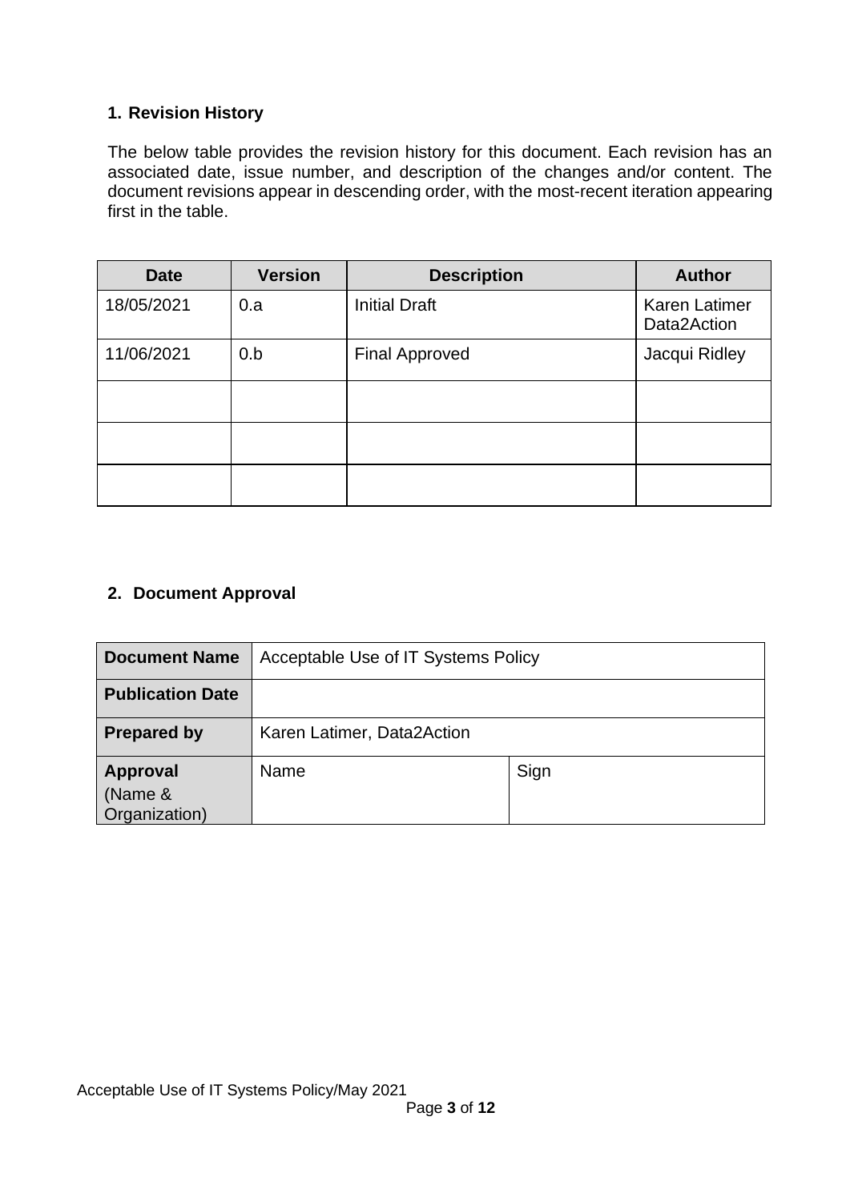## 1. Revision History

The below table provides the revision history for this document. Each revision has an associated date, issue number, and description of the changes and/or content. The document revisions appear in descending order, with the most-recent iteration appearing first in the table.

| Date | Version | Description | Author |
|---|---|---|---|
| 18/05/2021 | 0.a | Initial Draft | Karen Latimer Data2Action |
| 11/06/2021 | 0.b | Final Approved | Jacqui Ridley |
| | | | |
| | | | |
| | | | |

## 2. Document Approval

| | | |
|---|---|---|
| **Document Name** | Acceptable Use of IT Systems Policy | |
| **Publication Date** | | |
| **Prepared by** | Karen Latimer, Data2Action | |
| **Approval** (Name & Organization) | Name | Sign |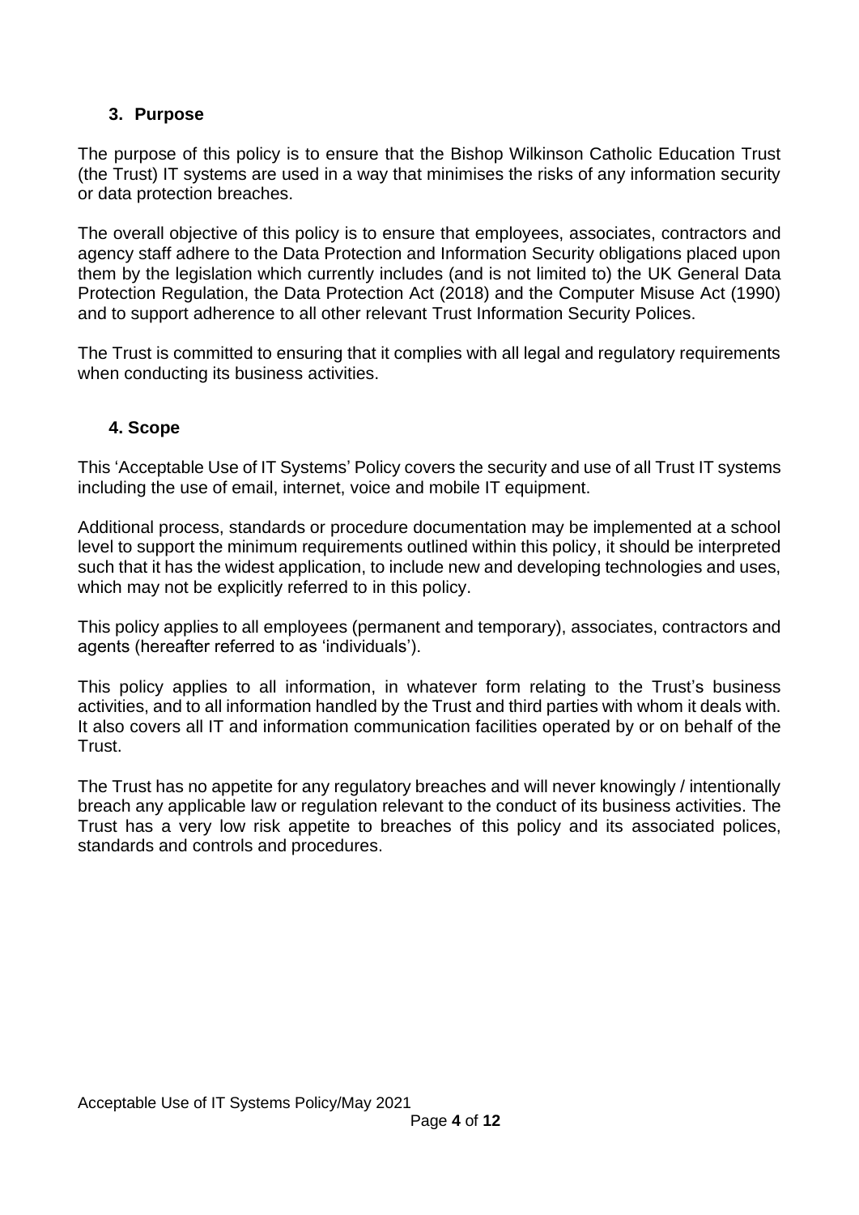## 3. Purpose

The purpose of this policy is to ensure that the Bishop Wilkinson Catholic Education Trust (the Trust) IT systems are used in a way that minimises the risks of any information security or data protection breaches.

The overall objective of this policy is to ensure that employees, associates, contractors and agency staff adhere to the Data Protection and Information Security obligations placed upon them by the legislation which currently includes (and is not limited to) the UK General Data Protection Regulation, the Data Protection Act (2018) and the Computer Misuse Act (1990) and to support adherence to all other relevant Trust Information Security Polices.

The Trust is committed to ensuring that it complies with all legal and regulatory requirements when conducting its business activities.

## 4. Scope

This 'Acceptable Use of IT Systems' Policy covers the security and use of all Trust IT systems including the use of email, internet, voice and mobile IT equipment.

Additional process, standards or procedure documentation may be implemented at a school level to support the minimum requirements outlined within this policy, it should be interpreted such that it has the widest application, to include new and developing technologies and uses, which may not be explicitly referred to in this policy.

This policy applies to all employees (permanent and temporary), associates, contractors and agents (hereafter referred to as 'individuals').

This policy applies to all information, in whatever form relating to the Trust's business activities, and to all information handled by the Trust and third parties with whom it deals with. It also covers all IT and information communication facilities operated by or on behalf of the Trust.

The Trust has no appetite for any regulatory breaches and will never knowingly / intentionally breach any applicable law or regulation relevant to the conduct of its business activities. The Trust has a very low risk appetite to breaches of this policy and its associated polices, standards and controls and procedures.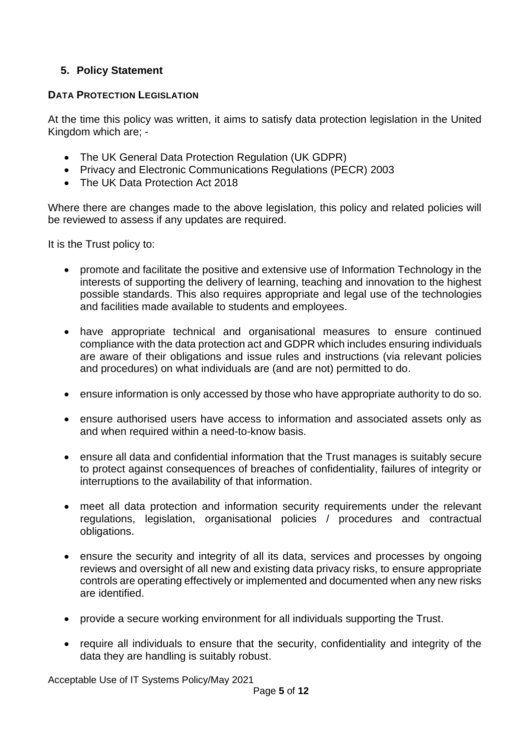## 5. Policy Statement

### DATA PROTECTION LEGISLATION

At the time this policy was written, it aims to satisfy data protection legislation in the United Kingdom which are; -

- The UK General Data Protection Regulation (UK GDPR)
- Privacy and Electronic Communications Regulations (PECR) 2003
- The UK Data Protection Act 2018

Where there are changes made to the above legislation, this policy and related policies will be reviewed to assess if any updates are required.

It is the Trust policy to:

- promote and facilitate the positive and extensive use of Information Technology in the interests of supporting the delivery of learning, teaching and innovation to the highest possible standards. This also requires appropriate and legal use of the technologies and facilities made available to students and employees.
- have appropriate technical and organisational measures to ensure continued compliance with the data protection act and GDPR which includes ensuring individuals are aware of their obligations and issue rules and instructions (via relevant policies and procedures) on what individuals are (and are not) permitted to do.
- ensure information is only accessed by those who have appropriate authority to do so.
- ensure authorised users have access to information and associated assets only as and when required within a need-to-know basis.
- ensure all data and confidential information that the Trust manages is suitably secure to protect against consequences of breaches of confidentiality, failures of integrity or interruptions to the availability of that information.
- meet all data protection and information security requirements under the relevant regulations, legislation, organisational policies / procedures and contractual obligations.
- ensure the security and integrity of all its data, services and processes by ongoing reviews and oversight of all new and existing data privacy risks, to ensure appropriate controls are operating effectively or implemented and documented when any new risks are identified.
- provide a secure working environment for all individuals supporting the Trust.
- require all individuals to ensure that the security, confidentiality and integrity of the data they are handling is suitably robust.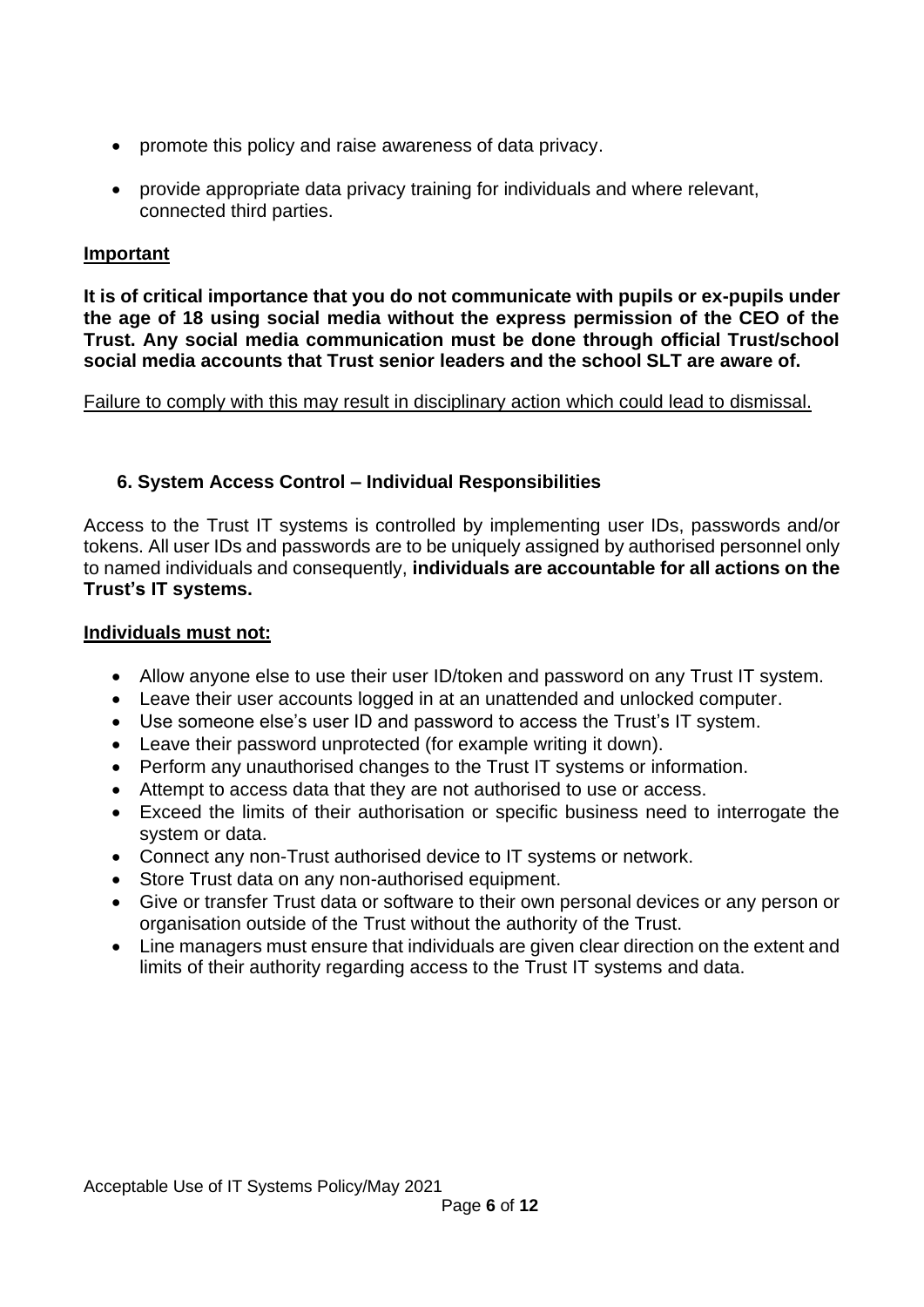- promote this policy and raise awareness of data privacy.
- provide appropriate data privacy training for individuals and where relevant, connected third parties.

**Important**

**It is of critical importance that you do not communicate with pupils or ex-pupils under the age of 18 using social media without the express permission of the CEO of the Trust. Any social media communication must be done through official Trust/school social media accounts that Trust senior leaders and the school SLT are aware of.**

Failure to comply with this may result in disciplinary action which could lead to dismissal.

## 6. System Access Control – Individual Responsibilities

Access to the Trust IT systems is controlled by implementing user IDs, passwords and/or tokens. All user IDs and passwords are to be uniquely assigned by authorised personnel only to named individuals and consequently, **individuals are accountable for all actions on the Trust's IT systems.**

**Individuals must not:**

- Allow anyone else to use their user ID/token and password on any Trust IT system.
- Leave their user accounts logged in at an unattended and unlocked computer.
- Use someone else's user ID and password to access the Trust's IT system.
- Leave their password unprotected (for example writing it down).
- Perform any unauthorised changes to the Trust IT systems or information.
- Attempt to access data that they are not authorised to use or access.
- Exceed the limits of their authorisation or specific business need to interrogate the system or data.
- Connect any non-Trust authorised device to IT systems or network.
- Store Trust data on any non-authorised equipment.
- Give or transfer Trust data or software to their own personal devices or any person or organisation outside of the Trust without the authority of the Trust.
- Line managers must ensure that individuals are given clear direction on the extent and limits of their authority regarding access to the Trust IT systems and data.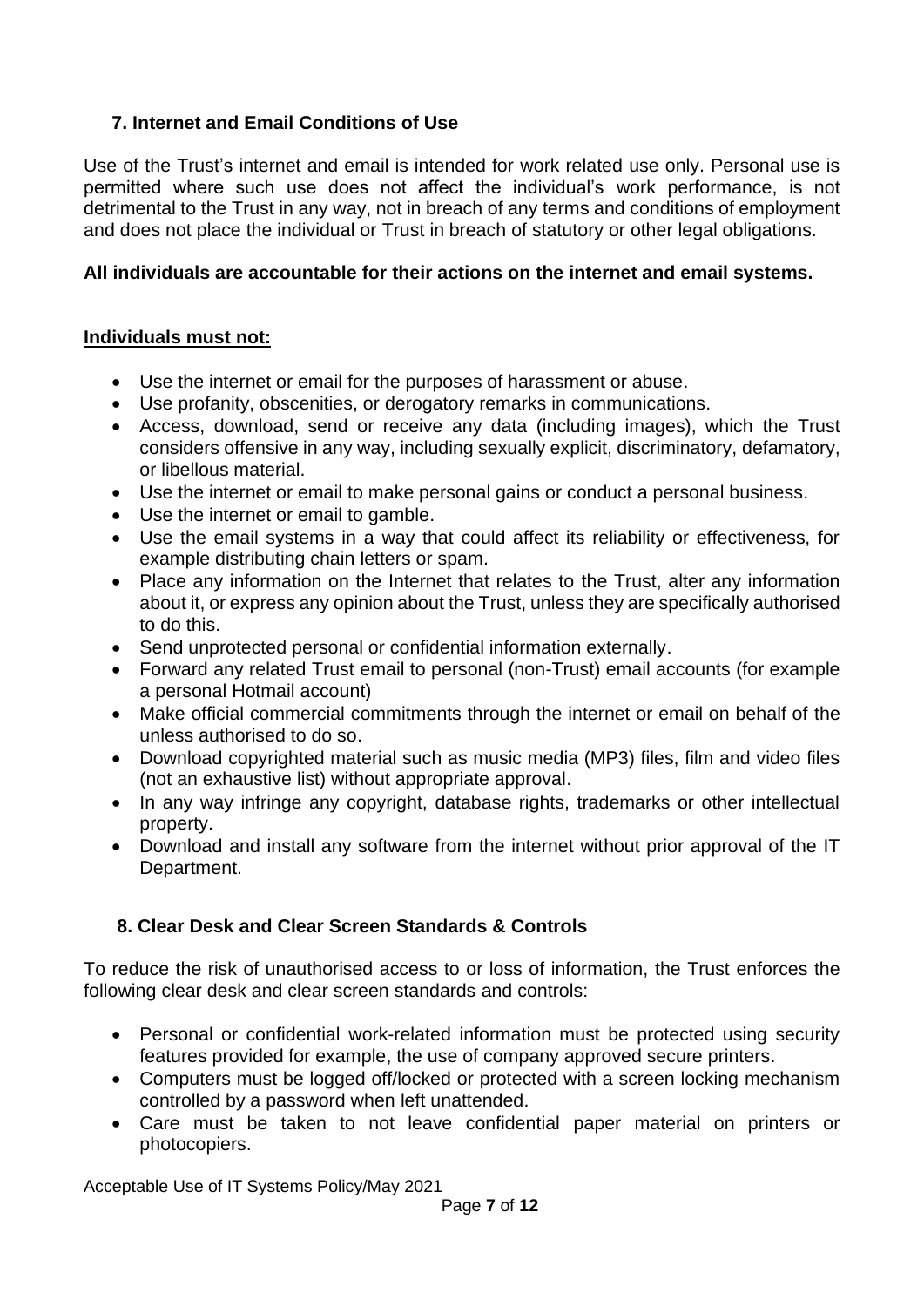## 7. Internet and Email Conditions of Use

Use of the Trust's internet and email is intended for work related use only. Personal use is permitted where such use does not affect the individual's work performance, is not detrimental to the Trust in any way, not in breach of any terms and conditions of employment and does not place the individual or Trust in breach of statutory or other legal obligations.

**All individuals are accountable for their actions on the internet and email systems.**

**Individuals must not:**

- Use the internet or email for the purposes of harassment or abuse.
- Use profanity, obscenities, or derogatory remarks in communications.
- Access, download, send or receive any data (including images), which the Trust considers offensive in any way, including sexually explicit, discriminatory, defamatory, or libellous material.
- Use the internet or email to make personal gains or conduct a personal business.
- Use the internet or email to gamble.
- Use the email systems in a way that could affect its reliability or effectiveness, for example distributing chain letters or spam.
- Place any information on the Internet that relates to the Trust, alter any information about it, or express any opinion about the Trust, unless they are specifically authorised to do this.
- Send unprotected personal or confidential information externally.
- Forward any related Trust email to personal (non-Trust) email accounts (for example a personal Hotmail account)
- Make official commercial commitments through the internet or email on behalf of the unless authorised to do so.
- Download copyrighted material such as music media (MP3) files, film and video files (not an exhaustive list) without appropriate approval.
- In any way infringe any copyright, database rights, trademarks or other intellectual property.
- Download and install any software from the internet without prior approval of the IT Department.

## 8. Clear Desk and Clear Screen Standards & Controls

To reduce the risk of unauthorised access to or loss of information, the Trust enforces the following clear desk and clear screen standards and controls:

- Personal or confidential work-related information must be protected using security features provided for example, the use of company approved secure printers.
- Computers must be logged off/locked or protected with a screen locking mechanism controlled by a password when left unattended.
- Care must be taken to not leave confidential paper material on printers or photocopiers.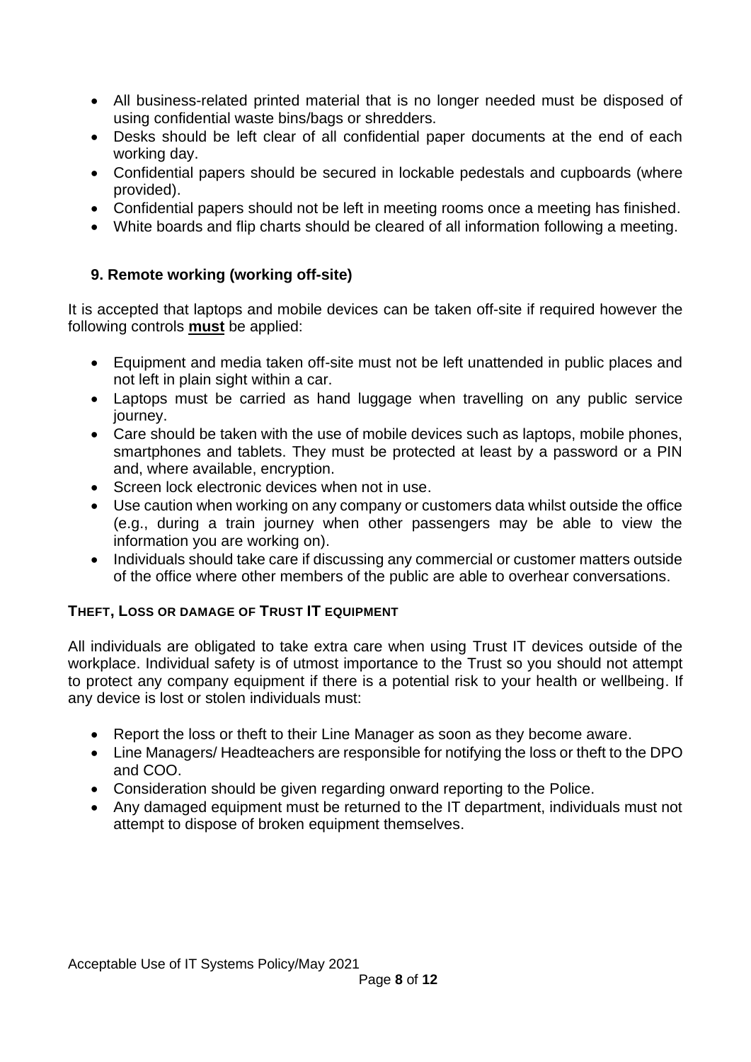- All business-related printed material that is no longer needed must be disposed of using confidential waste bins/bags or shredders.
- Desks should be left clear of all confidential paper documents at the end of each working day.
- Confidential papers should be secured in lockable pedestals and cupboards (where provided).
- Confidential papers should not be left in meeting rooms once a meeting has finished.
- White boards and flip charts should be cleared of all information following a meeting.

## 9. Remote working (working off-site)

It is accepted that laptops and mobile devices can be taken off-site if required however the following controls **must** be applied:

- Equipment and media taken off-site must not be left unattended in public places and not left in plain sight within a car.
- Laptops must be carried as hand luggage when travelling on any public service journey.
- Care should be taken with the use of mobile devices such as laptops, mobile phones, smartphones and tablets. They must be protected at least by a password or a PIN and, where available, encryption.
- Screen lock electronic devices when not in use.
- Use caution when working on any company or customers data whilst outside the office (e.g., during a train journey when other passengers may be able to view the information you are working on).
- Individuals should take care if discussing any commercial or customer matters outside of the office where other members of the public are able to overhear conversations.

### THEFT, LOSS OR DAMAGE OF TRUST IT EQUIPMENT

All individuals are obligated to take extra care when using Trust IT devices outside of the workplace. Individual safety is of utmost importance to the Trust so you should not attempt to protect any company equipment if there is a potential risk to your health or wellbeing. If any device is lost or stolen individuals must:

- Report the loss or theft to their Line Manager as soon as they become aware.
- Line Managers/ Headteachers are responsible for notifying the loss or theft to the DPO and COO.
- Consideration should be given regarding onward reporting to the Police.
- Any damaged equipment must be returned to the IT department, individuals must not attempt to dispose of broken equipment themselves.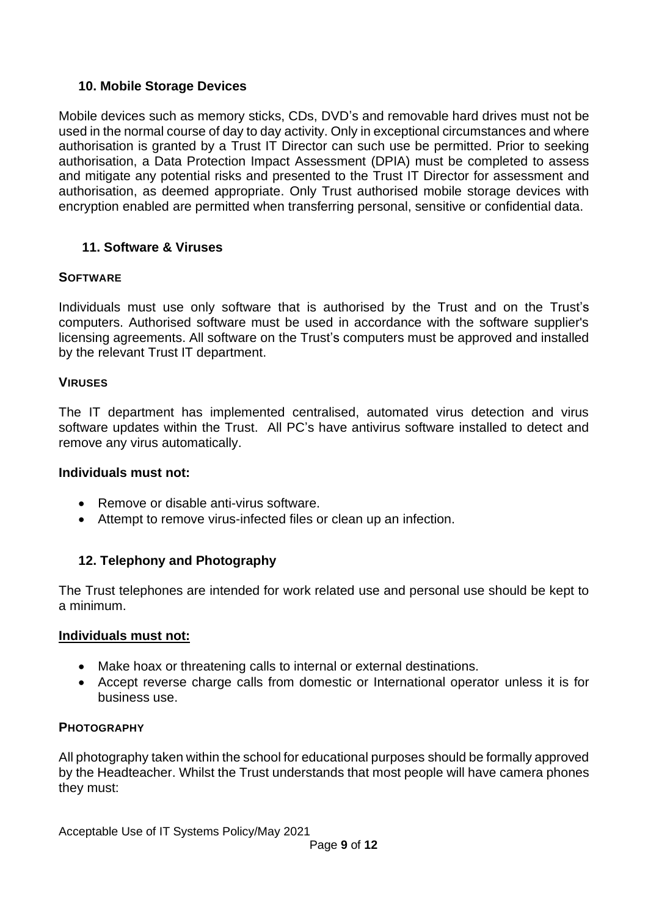## 10. Mobile Storage Devices

Mobile devices such as memory sticks, CDs, DVD's and removable hard drives must not be used in the normal course of day to day activity. Only in exceptional circumstances and where authorisation is granted by a Trust IT Director can such use be permitted. Prior to seeking authorisation, a Data Protection Impact Assessment (DPIA) must be completed to assess and mitigate any potential risks and presented to the Trust IT Director for assessment and authorisation, as deemed appropriate. Only Trust authorised mobile storage devices with encryption enabled are permitted when transferring personal, sensitive or confidential data.

## 11. Software & Viruses

### SOFTWARE

Individuals must use only software that is authorised by the Trust and on the Trust's computers. Authorised software must be used in accordance with the software supplier's licensing agreements. All software on the Trust's computers must be approved and installed by the relevant Trust IT department.

### VIRUSES

The IT department has implemented centralised, automated virus detection and virus software updates within the Trust. All PC's have antivirus software installed to detect and remove any virus automatically.

**Individuals must not:**

- Remove or disable anti-virus software.
- Attempt to remove virus-infected files or clean up an infection.

## 12. Telephony and Photography

The Trust telephones are intended for work related use and personal use should be kept to a minimum.

**Individuals must not:**

- Make hoax or threatening calls to internal or external destinations.
- Accept reverse charge calls from domestic or International operator unless it is for business use.

### PHOTOGRAPHY

All photography taken within the school for educational purposes should be formally approved by the Headteacher. Whilst the Trust understands that most people will have camera phones they must: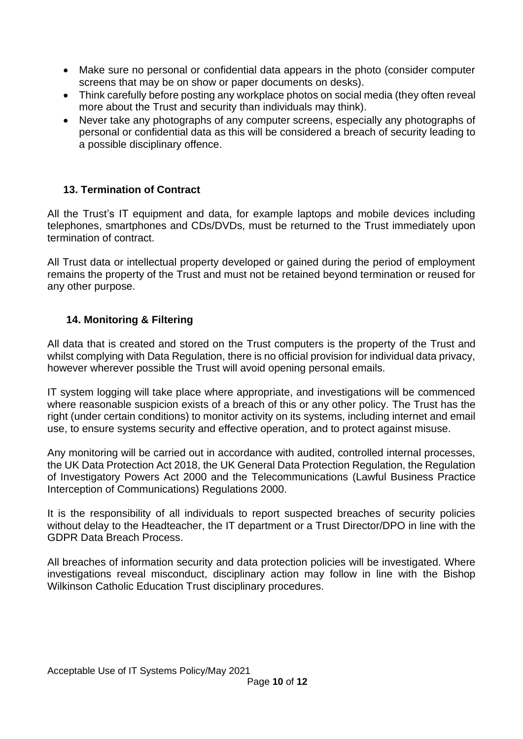- Make sure no personal or confidential data appears in the photo (consider computer screens that may be on show or paper documents on desks).
- Think carefully before posting any workplace photos on social media (they often reveal more about the Trust and security than individuals may think).
- Never take any photographs of any computer screens, especially any photographs of personal or confidential data as this will be considered a breach of security leading to a possible disciplinary offence.

## 13. Termination of Contract

All the Trust's IT equipment and data, for example laptops and mobile devices including telephones, smartphones and CDs/DVDs, must be returned to the Trust immediately upon termination of contract.

All Trust data or intellectual property developed or gained during the period of employment remains the property of the Trust and must not be retained beyond termination or reused for any other purpose.

## 14. Monitoring & Filtering

All data that is created and stored on the Trust computers is the property of the Trust and whilst complying with Data Regulation, there is no official provision for individual data privacy, however wherever possible the Trust will avoid opening personal emails.

IT system logging will take place where appropriate, and investigations will be commenced where reasonable suspicion exists of a breach of this or any other policy. The Trust has the right (under certain conditions) to monitor activity on its systems, including internet and email use, to ensure systems security and effective operation, and to protect against misuse.

Any monitoring will be carried out in accordance with audited, controlled internal processes, the UK Data Protection Act 2018, the UK General Data Protection Regulation, the Regulation of Investigatory Powers Act 2000 and the Telecommunications (Lawful Business Practice Interception of Communications) Regulations 2000.

It is the responsibility of all individuals to report suspected breaches of security policies without delay to the Headteacher, the IT department or a Trust Director/DPO in line with the GDPR Data Breach Process.

All breaches of information security and data protection policies will be investigated. Where investigations reveal misconduct, disciplinary action may follow in line with the Bishop Wilkinson Catholic Education Trust disciplinary procedures.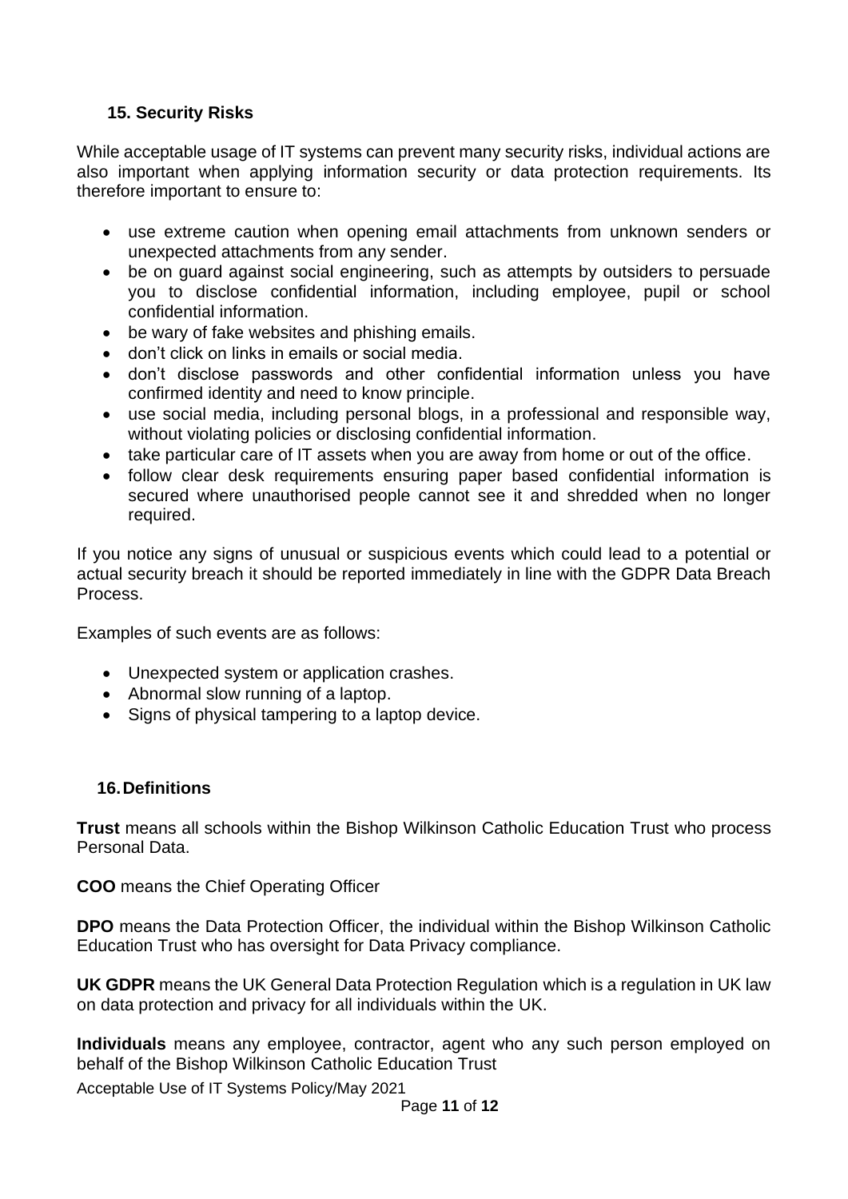## 15. Security Risks

While acceptable usage of IT systems can prevent many security risks, individual actions are also important when applying information security or data protection requirements. Its therefore important to ensure to:

- use extreme caution when opening email attachments from unknown senders or unexpected attachments from any sender.
- be on guard against social engineering, such as attempts by outsiders to persuade you to disclose confidential information, including employee, pupil or school confidential information.
- be wary of fake websites and phishing emails.
- don't click on links in emails or social media.
- don't disclose passwords and other confidential information unless you have confirmed identity and need to know principle.
- use social media, including personal blogs, in a professional and responsible way, without violating policies or disclosing confidential information.
- take particular care of IT assets when you are away from home or out of the office.
- follow clear desk requirements ensuring paper based confidential information is secured where unauthorised people cannot see it and shredded when no longer required.

If you notice any signs of unusual or suspicious events which could lead to a potential or actual security breach it should be reported immediately in line with the GDPR Data Breach Process.

Examples of such events are as follows:

- Unexpected system or application crashes.
- Abnormal slow running of a laptop.
- Signs of physical tampering to a laptop device.

## 16. Definitions

**Trust** means all schools within the Bishop Wilkinson Catholic Education Trust who process Personal Data.

**COO** means the Chief Operating Officer

**DPO** means the Data Protection Officer, the individual within the Bishop Wilkinson Catholic Education Trust who has oversight for Data Privacy compliance.

**UK GDPR** means the UK General Data Protection Regulation which is a regulation in UK law on data protection and privacy for all individuals within the UK.

**Individuals** means any employee, contractor, agent who any such person employed on behalf of the Bishop Wilkinson Catholic Education Trust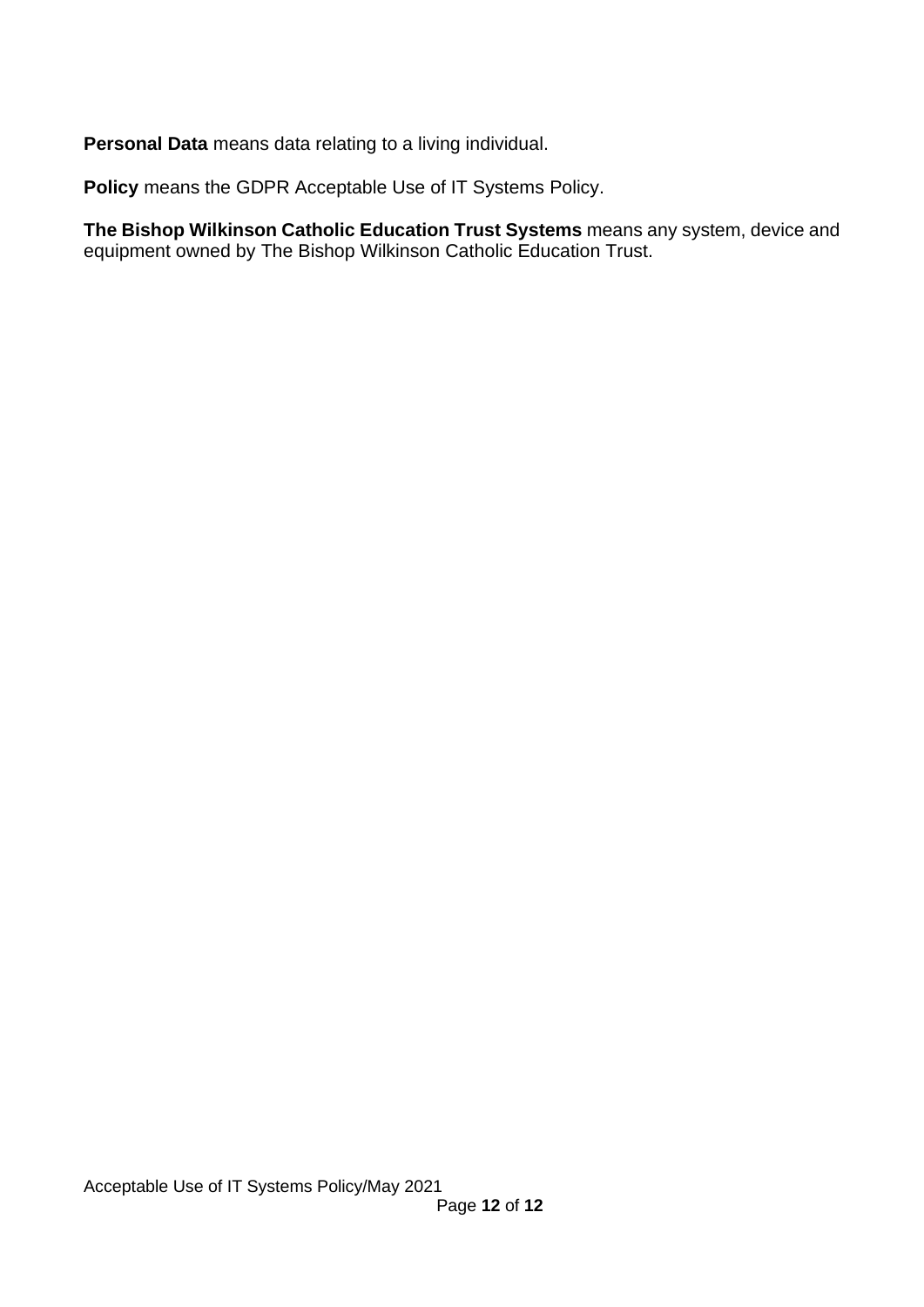**Personal Data** means data relating to a living individual.

**Policy** means the GDPR Acceptable Use of IT Systems Policy.

**The Bishop Wilkinson Catholic Education Trust Systems** means any system, device and equipment owned by The Bishop Wilkinson Catholic Education Trust.